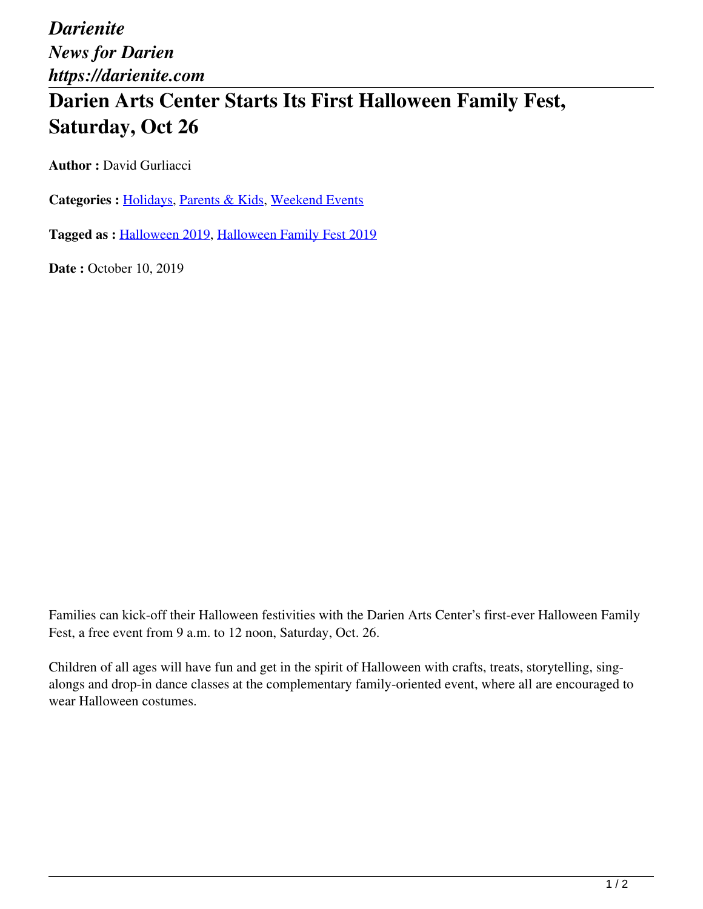*Darienite*
*News for Darien*
*https://darienite.com*

# Darien Arts Center Starts Its First Halloween Family Fest, Saturday, Oct 26

**Author :** David Gurliacci

**Categories :** Holidays, Parents & Kids, Weekend Events

**Tagged as :** Halloween 2019, Halloween Family Fest 2019

**Date :** October 10, 2019

Families can kick-off their Halloween festivities with the Darien Arts Center's first-ever Halloween Family Fest, a free event from 9 a.m. to 12 noon, Saturday, Oct. 26.

Children of all ages will have fun and get in the spirit of Halloween with crafts, treats, storytelling, sing-alongs and drop-in dance classes at the complementary family-oriented event, where all are encouraged to wear Halloween costumes.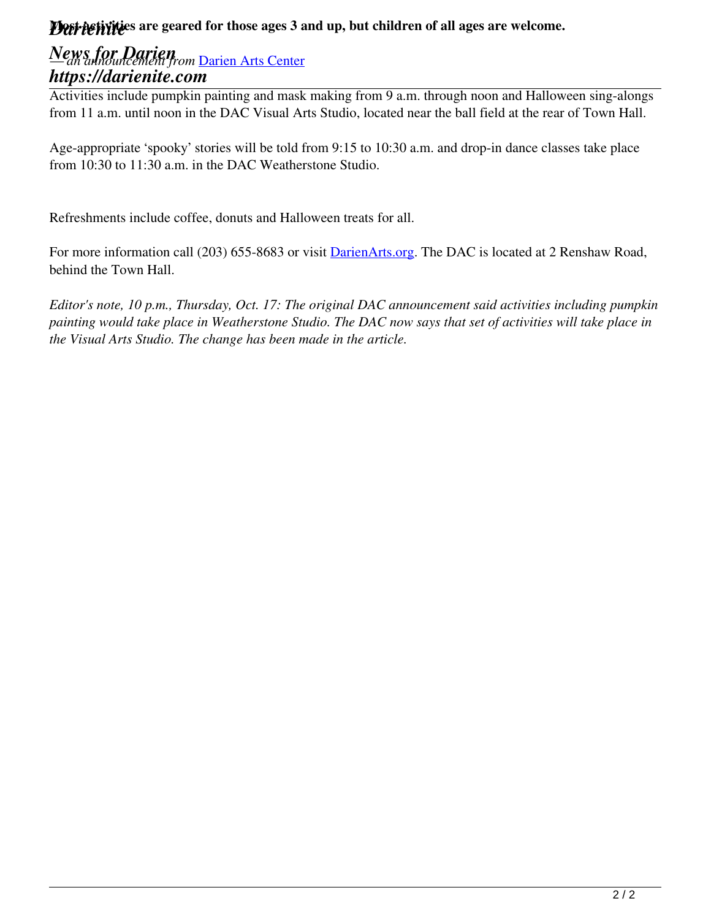**Most activities are geared for those ages 3 and up, but children of all ages are welcome.**

*—an announcement from* [Darien Arts Center](Darien Arts Center)

Activities include pumpkin painting and mask making from 9 a.m. through noon and Halloween sing-alongs from 11 a.m. until noon in the DAC Visual Arts Studio, located near the ball field at the rear of Town Hall.

Age-appropriate 'spooky' stories will be told from 9:15 to 10:30 a.m. and drop-in dance classes take place from 10:30 to 11:30 a.m. in the DAC Weatherstone Studio.

Refreshments include coffee, donuts and Halloween treats for all.

For more information call (203) 655-8683 or visit [DarienArts.org](DarienArts.org). The DAC is located at 2 Renshaw Road, behind the Town Hall.

*Editor's note, 10 p.m., Thursday, Oct. 17: The original DAC announcement said activities including pumpkin painting would take place in Weatherstone Studio. The DAC now says that set of activities will take place in the Visual Arts Studio. The change has been made in the article.*